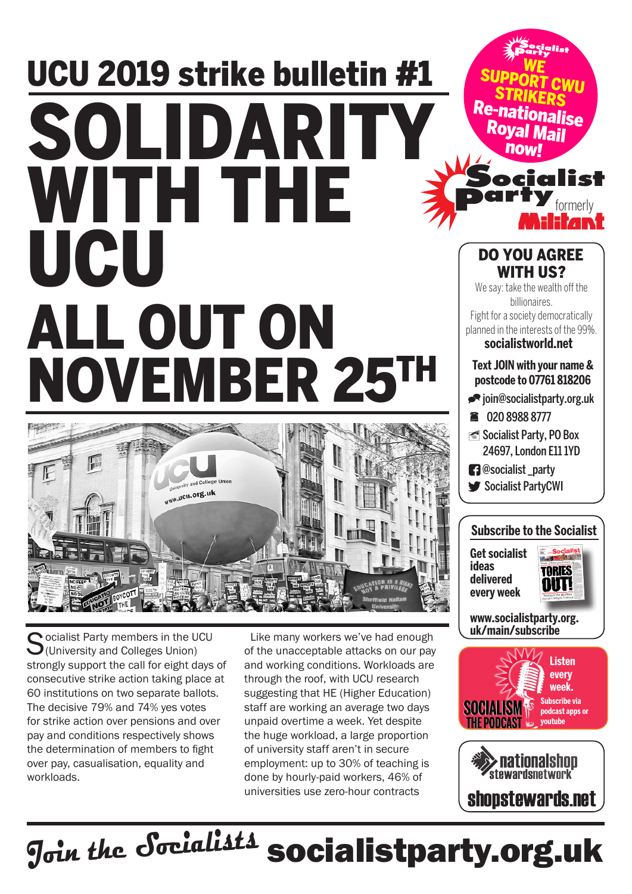# UCU 2019 strike bulletin #1

# SOLIDARITY WITH THE UCU

# ALL OUT ON NOVEMBER 25TH

Socialist Party members in the UCU (University and Colleges Union) strongly support the call for eight days of consecutive strike action taking place at 60 institutions on two separate ballots. The decisive 79% and 74% yes votes for strike action over pensions and over pay and conditions respectively shows the determination of members to fight over pay, casualisation, equality and workloads.

Like many workers we've had enough of the unacceptable attacks on our pay and working conditions. Workloads are through the roof, with UCU research suggesting that HE (Higher Education) staff are working an average two days unpaid overtime a week. Yet despite the huge workload, a large proportion of university staff aren't in secure employment: up to 30% of teaching is done by hourly-paid workers, 46% of universities use zero-hour contracts

---

**WE SUPPORT CWU STRIKERS**
**Re-nationalise Royal Mail now!**

**Socialist Party** formerly **Militant**

## DO YOU AGREE WITH US?

We say: take the wealth off the billionaires.
Fight for a society democratically planned in the interests of the 99%.
**socialistworld.net**

**Text JOIN with your name & postcode to 07761 818206**

- join@socialistparty.org.uk
- 020 8988 8777
- Socialist Party, PO Box 24697, London E11 1YD
- @socialist_party
- Socialist PartyCWI

## Subscribe to the Socialist

**Get socialist ideas delivered every week**

**www.socialistparty.org.uk/main/subscribe**

**SOCIALISM THE PODCAST** — **Listen every week.** Subscribe via podcast apps or youtube

**nationalshop stewardsnetwork**
**shopstewards.net**

**Join the Socialists socialistparty.org.uk**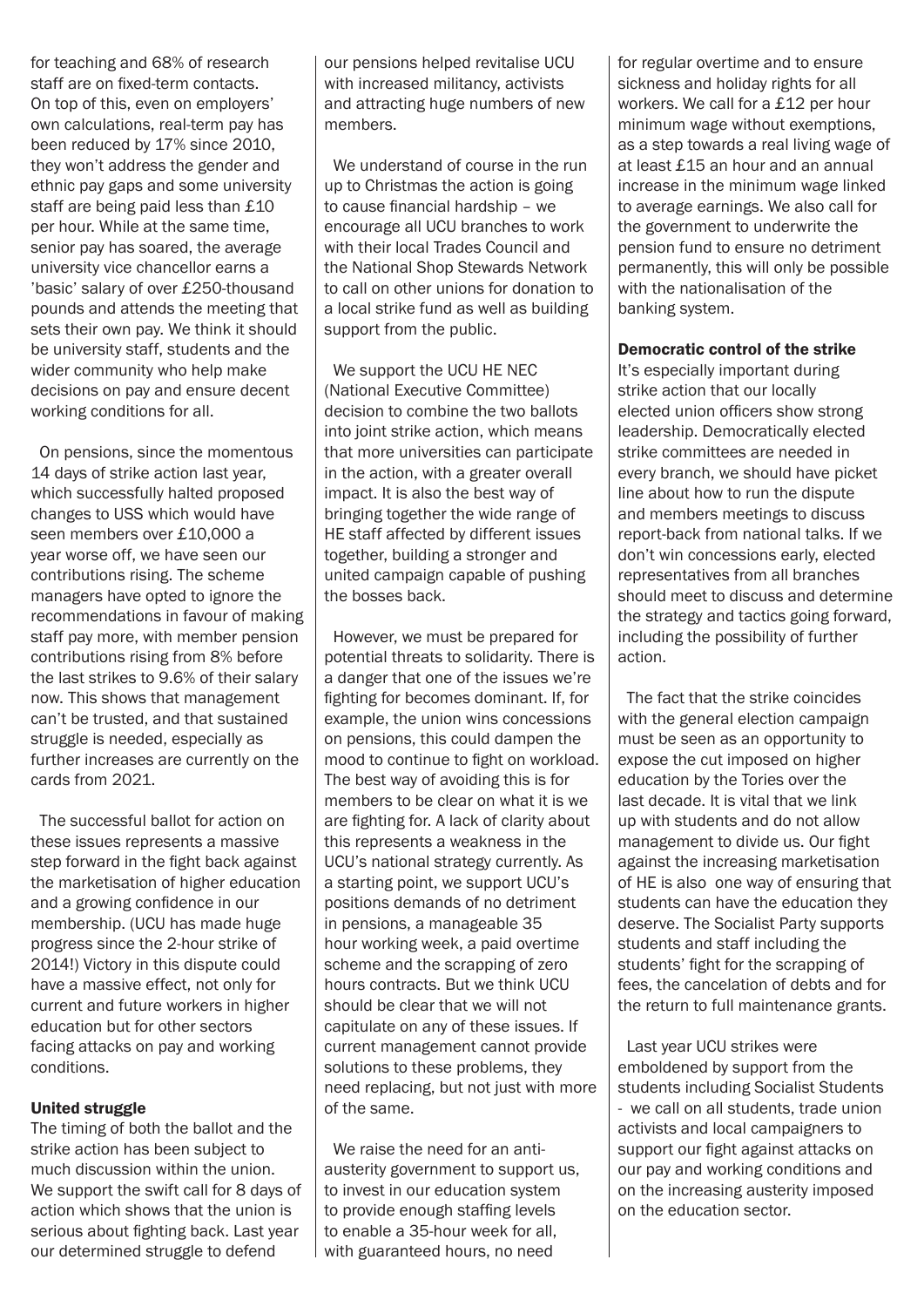for teaching and 68% of research staff are on fixed-term contacts. On top of this, even on employers' own calculations, real-term pay has been reduced by 17% since 2010, they won't address the gender and ethnic pay gaps and some university staff are being paid less than £10 per hour. While at the same time, senior pay has soared, the average university vice chancellor earns a 'basic' salary of over £250-thousand pounds and attends the meeting that sets their own pay. We think it should be university staff, students and the wider community who help make decisions on pay and ensure decent working conditions for all.

On pensions, since the momentous 14 days of strike action last year, which successfully halted proposed changes to USS which would have seen members over £10,000 a year worse off, we have seen our contributions rising. The scheme managers have opted to ignore the recommendations in favour of making staff pay more, with member pension contributions rising from 8% before the last strikes to 9.6% of their salary now. This shows that management can't be trusted, and that sustained struggle is needed, especially as further increases are currently on the cards from 2021.

The successful ballot for action on these issues represents a massive step forward in the fight back against the marketisation of higher education and a growing confidence in our membership. (UCU has made huge progress since the 2-hour strike of 2014!) Victory in this dispute could have a massive effect, not only for current and future workers in higher education but for other sectors facing attacks on pay and working conditions.

## United struggle

The timing of both the ballot and the strike action has been subject to much discussion within the union. We support the swift call for 8 days of action which shows that the union is serious about fighting back. Last year our determined struggle to defend our pensions helped revitalise UCU with increased militancy, activists and attracting huge numbers of new members.

We understand of course in the run up to Christmas the action is going to cause financial hardship – we encourage all UCU branches to work with their local Trades Council and the National Shop Stewards Network to call on other unions for donation to a local strike fund as well as building support from the public.

We support the UCU HE NEC (National Executive Committee) decision to combine the two ballots into joint strike action, which means that more universities can participate in the action, with a greater overall impact. It is also the best way of bringing together the wide range of HE staff affected by different issues together, building a stronger and united campaign capable of pushing the bosses back.

However, we must be prepared for potential threats to solidarity. There is a danger that one of the issues we're fighting for becomes dominant. If, for example, the union wins concessions on pensions, this could dampen the mood to continue to fight on workload. The best way of avoiding this is for members to be clear on what it is we are fighting for. A lack of clarity about this represents a weakness in the UCU's national strategy currently. As a starting point, we support UCU's positions demands of no detriment in pensions, a manageable 35 hour working week, a paid overtime scheme and the scrapping of zero hours contracts. But we think UCU should be clear that we will not capitulate on any of these issues. If current management cannot provide solutions to these problems, they need replacing, but not just with more of the same.

We raise the need for an anti-austerity government to support us, to invest in our education system to provide enough staffing levels to enable a 35-hour week for all, with guaranteed hours, no need for regular overtime and to ensure sickness and holiday rights for all workers. We call for a £12 per hour minimum wage without exemptions, as a step towards a real living wage of at least £15 an hour and an annual increase in the minimum wage linked to average earnings. We also call for the government to underwrite the pension fund to ensure no detriment permanently, this will only be possible with the nationalisation of the banking system.

## Democratic control of the strike

It's especially important during strike action that our locally elected union officers show strong leadership. Democratically elected strike committees are needed in every branch, we should have picket line about how to run the dispute and members meetings to discuss report-back from national talks. If we don't win concessions early, elected representatives from all branches should meet to discuss and determine the strategy and tactics going forward, including the possibility of further action.

The fact that the strike coincides with the general election campaign must be seen as an opportunity to expose the cut imposed on higher education by the Tories over the last decade. It is vital that we link up with students and do not allow management to divide us. Our fight against the increasing marketisation of HE is also one way of ensuring that students can have the education they deserve. The Socialist Party supports students and staff including the students' fight for the scrapping of fees, the cancelation of debts and for the return to full maintenance grants.

Last year UCU strikes were emboldened by support from the students including Socialist Students - we call on all students, trade union activists and local campaigners to support our fight against attacks on our pay and working conditions and on the increasing austerity imposed on the education sector.